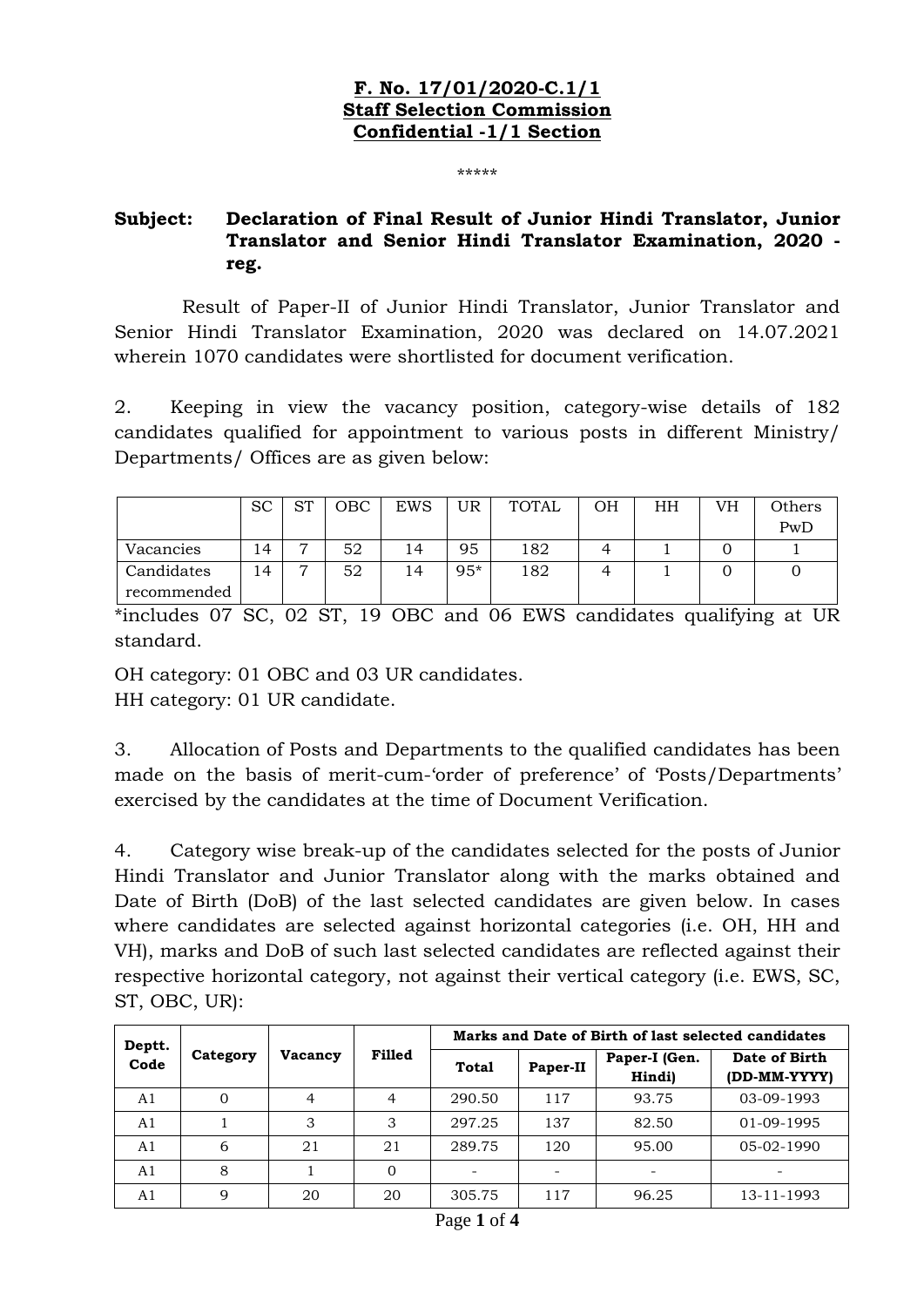**F. No. 17/01/2020-C.1/1**
**Staff Selection Commission**
**Confidential -1/1 Section**

\*\*\*\*\*

**Subject: Declaration of Final Result of Junior Hindi Translator, Junior Translator and Senior Hindi Translator Examination, 2020 - reg.**

Result of Paper-II of Junior Hindi Translator, Junior Translator and Senior Hindi Translator Examination, 2020 was declared on 14.07.2021 wherein 1070 candidates were shortlisted for document verification.

2. Keeping in view the vacancy position, category-wise details of 182 candidates qualified for appointment to various posts in different Ministry/ Departments/ Offices are as given below:

| | SC | ST | OBC | EWS | UR | TOTAL | OH | HH | VH | Others PwD |
|---|---|---|---|---|---|---|---|---|---|---|
| Vacancies | 14 | 7 | 52 | 14 | 95 | 182 | 4 | 1 | 0 | 1 |
| Candidates recommended | 14 | 7 | 52 | 14 | 95* | 182 | 4 | 1 | 0 | 0 |

*includes 07 SC, 02 ST, 19 OBC and 06 EWS candidates qualifying at UR standard.

OH category: 01 OBC and 03 UR candidates.
HH category: 01 UR candidate.

3. Allocation of Posts and Departments to the qualified candidates has been made on the basis of merit-cum-'order of preference' of 'Posts/Departments' exercised by the candidates at the time of Document Verification.

4. Category wise break-up of the candidates selected for the posts of Junior Hindi Translator and Junior Translator along with the marks obtained and Date of Birth (DoB) of the last selected candidates are given below. In cases where candidates are selected against horizontal categories (i.e. OH, HH and VH), marks and DoB of such last selected candidates are reflected against their respective horizontal category, not against their vertical category (i.e. EWS, SC, ST, OBC, UR):

| Deptt. Code | Category | Vacancy | Filled | Marks and Date of Birth of last selected candidates | | | |
|---|---|---|---|---|---|---|---|
| | | | | Total | Paper-II | Paper-I (Gen. Hindi) | Date of Birth (DD-MM-YYYY) |
| A1 | 0 | 4 | 4 | 290.50 | 117 | 93.75 | 03-09-1993 |
| A1 | 1 | 3 | 3 | 297.25 | 137 | 82.50 | 01-09-1995 |
| A1 | 6 | 21 | 21 | 289.75 | 120 | 95.00 | 05-02-1990 |
| A1 | 8 | 1 | 0 | - | - | - | - |
| A1 | 9 | 20 | 20 | 305.75 | 117 | 96.25 | 13-11-1993 |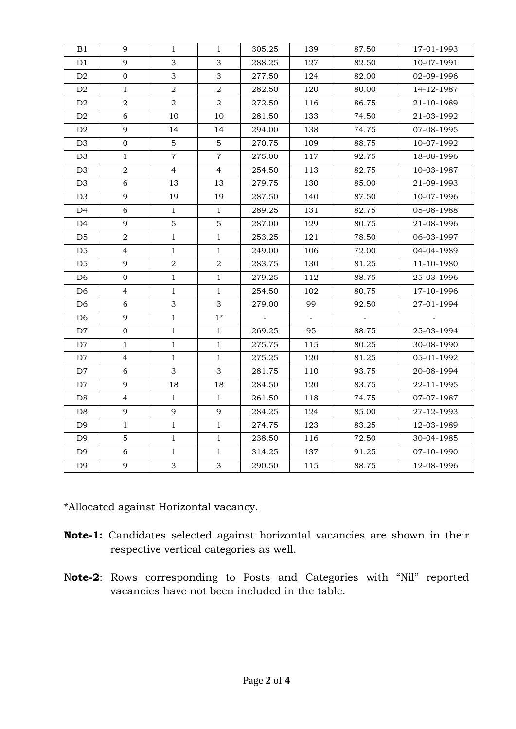| | | | | | | | |
|---|---|---|---|---|---|---|---|
| B1 | 9 | 1 | 1 | 305.25 | 139 | 87.50 | 17-01-1993 |
| D1 | 9 | 3 | 3 | 288.25 | 127 | 82.50 | 10-07-1991 |
| D2 | 0 | 3 | 3 | 277.50 | 124 | 82.00 | 02-09-1996 |
| D2 | 1 | 2 | 2 | 282.50 | 120 | 80.00 | 14-12-1987 |
| D2 | 2 | 2 | 2 | 272.50 | 116 | 86.75 | 21-10-1989 |
| D2 | 6 | 10 | 10 | 281.50 | 133 | 74.50 | 21-03-1992 |
| D2 | 9 | 14 | 14 | 294.00 | 138 | 74.75 | 07-08-1995 |
| D3 | 0 | 5 | 5 | 270.75 | 109 | 88.75 | 10-07-1992 |
| D3 | 1 | 7 | 7 | 275.00 | 117 | 92.75 | 18-08-1996 |
| D3 | 2 | 4 | 4 | 254.50 | 113 | 82.75 | 10-03-1987 |
| D3 | 6 | 13 | 13 | 279.75 | 130 | 85.00 | 21-09-1993 |
| D3 | 9 | 19 | 19 | 287.50 | 140 | 87.50 | 10-07-1996 |
| D4 | 6 | 1 | 1 | 289.25 | 131 | 82.75 | 05-08-1988 |
| D4 | 9 | 5 | 5 | 287.00 | 129 | 80.75 | 21-08-1996 |
| D5 | 2 | 1 | 1 | 253.25 | 121 | 78.50 | 06-03-1997 |
| D5 | 4 | 1 | 1 | 249.00 | 106 | 72.00 | 04-04-1989 |
| D5 | 9 | 2 | 2 | 283.75 | 130 | 81.25 | 11-10-1980 |
| D6 | 0 | 1 | 1 | 279.25 | 112 | 88.75 | 25-03-1996 |
| D6 | 4 | 1 | 1 | 254.50 | 102 | 80.75 | 17-10-1996 |
| D6 | 6 | 3 | 3 | 279.00 | 99 | 92.50 | 27-01-1994 |
| D6 | 9 | 1 | 1* | - | - | - | - |
| D7 | 0 | 1 | 1 | 269.25 | 95 | 88.75 | 25-03-1994 |
| D7 | 1 | 1 | 1 | 275.75 | 115 | 80.25 | 30-08-1990 |
| D7 | 4 | 1 | 1 | 275.25 | 120 | 81.25 | 05-01-1992 |
| D7 | 6 | 3 | 3 | 281.75 | 110 | 93.75 | 20-08-1994 |
| D7 | 9 | 18 | 18 | 284.50 | 120 | 83.75 | 22-11-1995 |
| D8 | 4 | 1 | 1 | 261.50 | 118 | 74.75 | 07-07-1987 |
| D8 | 9 | 9 | 9 | 284.25 | 124 | 85.00 | 27-12-1993 |
| D9 | 1 | 1 | 1 | 274.75 | 123 | 83.25 | 12-03-1989 |
| D9 | 5 | 1 | 1 | 238.50 | 116 | 72.50 | 30-04-1985 |
| D9 | 6 | 1 | 1 | 314.25 | 137 | 91.25 | 07-10-1990 |
| D9 | 9 | 3 | 3 | 290.50 | 115 | 88.75 | 12-08-1996 |

*Allocated against Horizontal vacancy.

**Note-1:** Candidates selected against horizontal vacancies are shown in their respective vertical categories as well.

N**ote-2**: Rows corresponding to Posts and Categories with "Nil" reported vacancies have not been included in the table.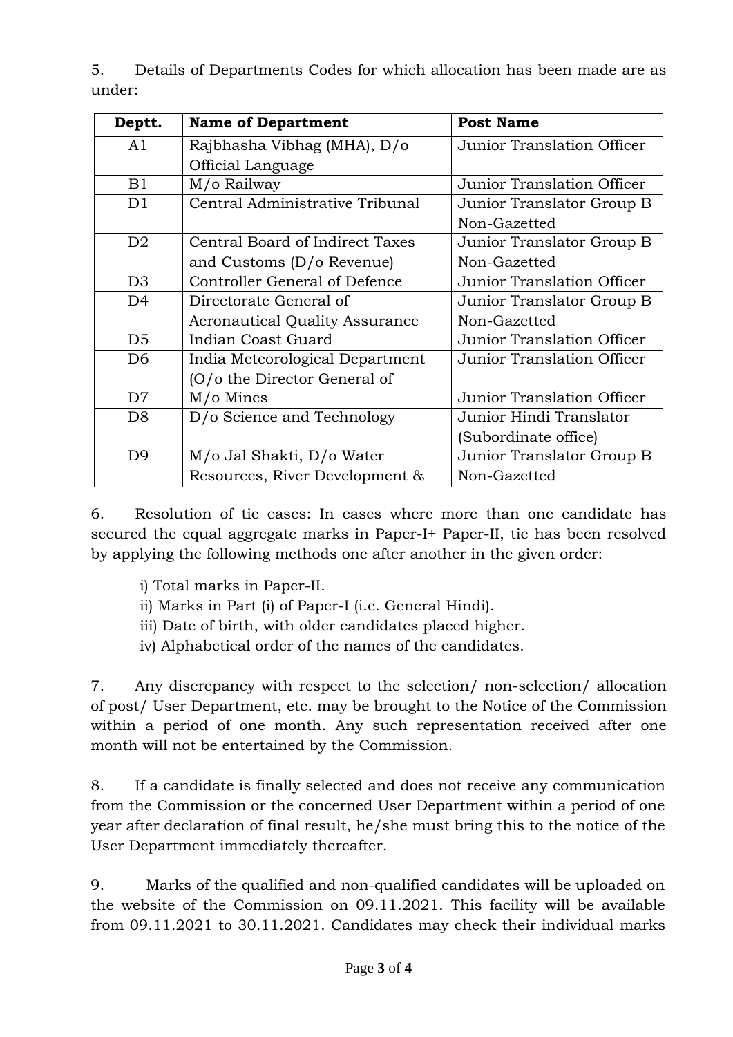5. Details of Departments Codes for which allocation has been made are as under:

| Deptt. | Name of Department | Post Name |
|---|---|---|
| A1 | Rajbhasha Vibhag (MHA), D/o Official Language | Junior Translation Officer |
| B1 | M/o Railway | Junior Translation Officer |
| D1 | Central Administrative Tribunal | Junior Translator Group B Non-Gazetted |
| D2 | Central Board of Indirect Taxes and Customs (D/o Revenue) | Junior Translator Group B Non-Gazetted |
| D3 | Controller General of Defence | Junior Translation Officer |
| D4 | Directorate General of Aeronautical Quality Assurance | Junior Translator Group B Non-Gazetted |
| D5 | Indian Coast Guard | Junior Translation Officer |
| D6 | India Meteorological Department (O/o the Director General of | Junior Translation Officer |
| D7 | M/o Mines | Junior Translation Officer |
| D8 | D/o Science and Technology | Junior Hindi Translator (Subordinate office) |
| D9 | M/o Jal Shakti, D/o Water Resources, River Development & | Junior Translator Group B Non-Gazetted |

6. Resolution of tie cases: In cases where more than one candidate has secured the equal aggregate marks in Paper-I+ Paper-II, tie has been resolved by applying the following methods one after another in the given order:

i) Total marks in Paper-II.
ii) Marks in Part (i) of Paper-I (i.e. General Hindi).
iii) Date of birth, with older candidates placed higher.
iv) Alphabetical order of the names of the candidates.

7. Any discrepancy with respect to the selection/ non-selection/ allocation of post/ User Department, etc. may be brought to the Notice of the Commission within a period of one month. Any such representation received after one month will not be entertained by the Commission.

8. If a candidate is finally selected and does not receive any communication from the Commission or the concerned User Department within a period of one year after declaration of final result, he/she must bring this to the notice of the User Department immediately thereafter.

9. Marks of the qualified and non-qualified candidates will be uploaded on the website of the Commission on 09.11.2021. This facility will be available from 09.11.2021 to 30.11.2021. Candidates may check their individual marks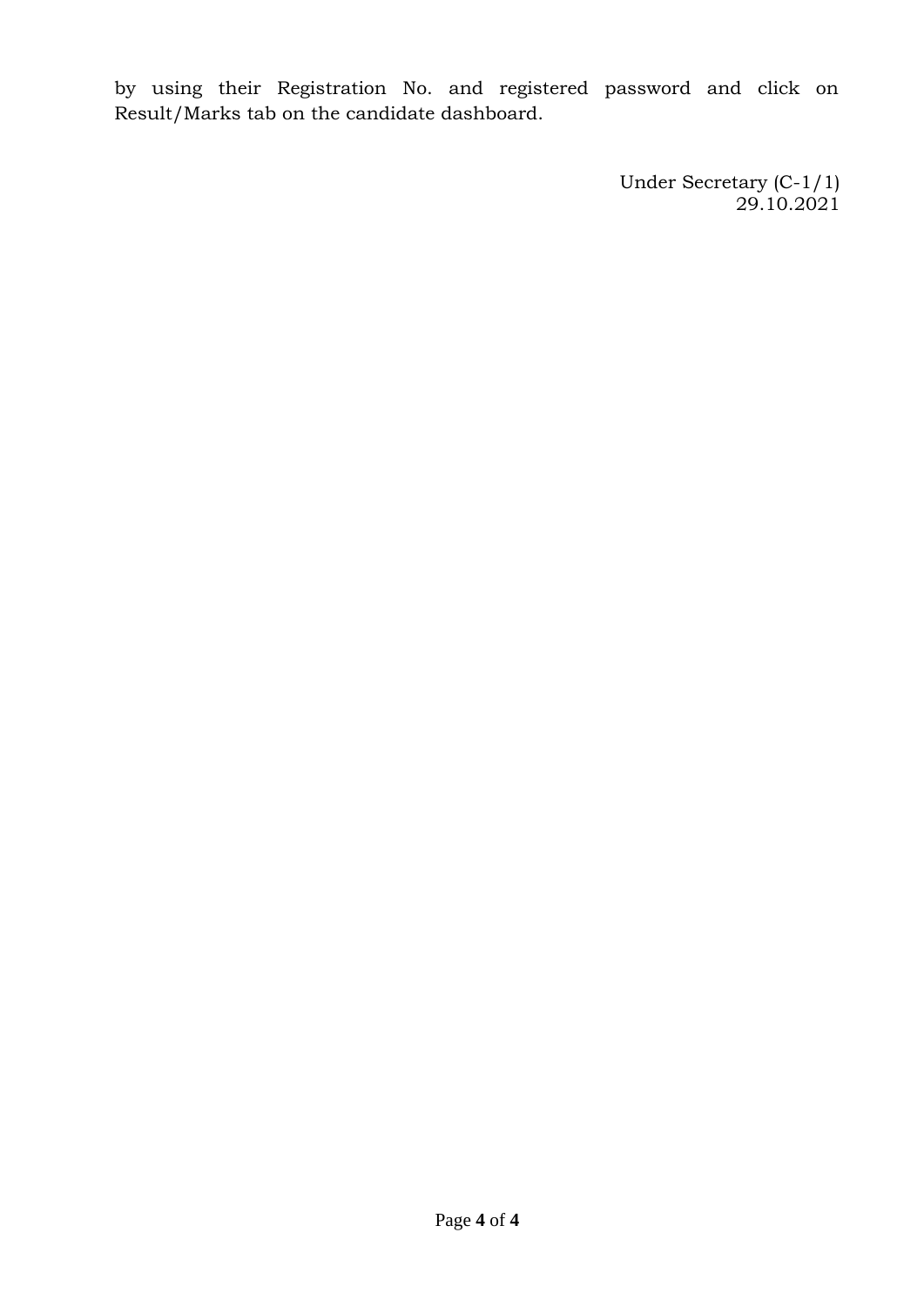by using their Registration No. and registered password and click on Result/Marks tab on the candidate dashboard.

Under Secretary (C-1/1)
29.10.2021